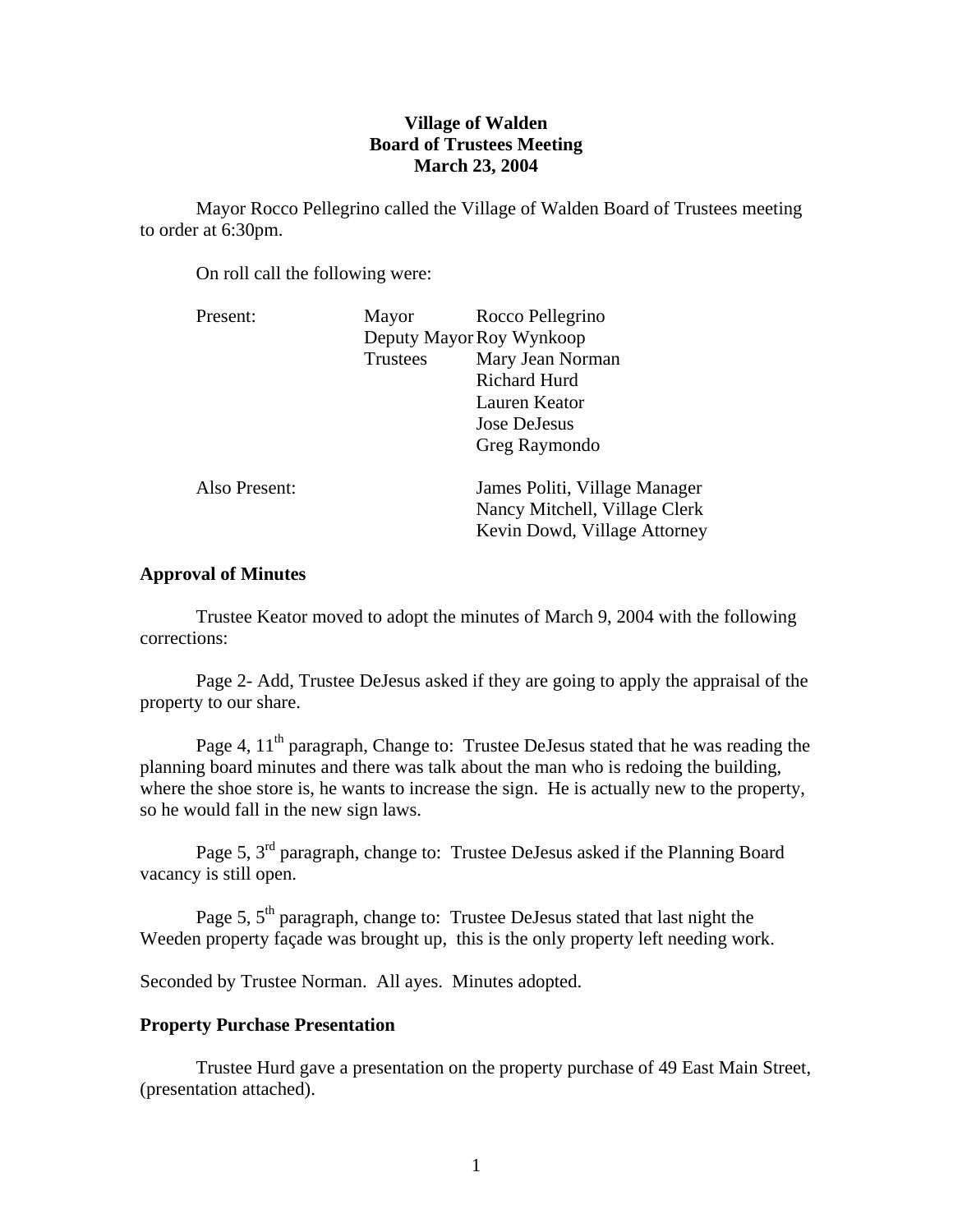**Village of Walden**
**Board of Trustees Meeting**
**March 23, 2004**

Mayor Rocco Pellegrino called the Village of Walden Board of Trustees meeting to order at 6:30pm.

On roll call the following were:

| | | |
|---|---|---|
| Present: | Mayor | Rocco Pellegrino |
| | Deputy Mayor | Roy Wynkoop |
| | Trustees | Mary Jean Norman |
| | | Richard Hurd |
| | | Lauren Keator |
| | | Jose DeJesus |
| | | Greg Raymondo |
| Also Present: | | James Politi, Village Manager |
| | | Nancy Mitchell, Village Clerk |
| | | Kevin Dowd, Village Attorney |

## Approval of Minutes

Trustee Keator moved to adopt the minutes of March 9, 2004 with the following corrections:

Page 2- Add, Trustee DeJesus asked if they are going to apply the appraisal of the property to our share.

Page 4, 11th paragraph, Change to: Trustee DeJesus stated that he was reading the planning board minutes and there was talk about the man who is redoing the building, where the shoe store is, he wants to increase the sign. He is actually new to the property, so he would fall in the new sign laws.

Page 5, 3rd paragraph, change to: Trustee DeJesus asked if the Planning Board vacancy is still open.

Page 5, 5th paragraph, change to: Trustee DeJesus stated that last night the Weeden property façade was brought up, this is the only property left needing work.

Seconded by Trustee Norman. All ayes. Minutes adopted.

## Property Purchase Presentation

Trustee Hurd gave a presentation on the property purchase of 49 East Main Street, (presentation attached).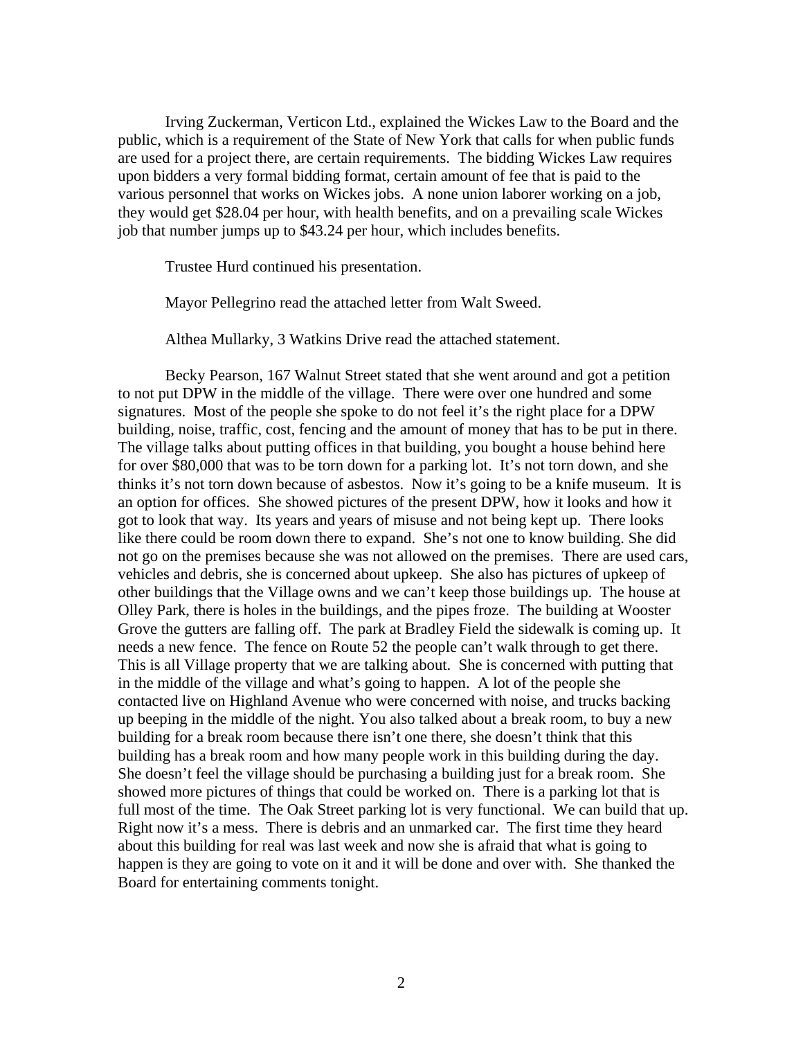Irving Zuckerman, Verticon Ltd., explained the Wickes Law to the Board and the public, which is a requirement of the State of New York that calls for when public funds are used for a project there, are certain requirements. The bidding Wickes Law requires upon bidders a very formal bidding format, certain amount of fee that is paid to the various personnel that works on Wickes jobs. A none union laborer working on a job, they would get $28.04 per hour, with health benefits, and on a prevailing scale Wickes job that number jumps up to $43.24 per hour, which includes benefits.

Trustee Hurd continued his presentation.

Mayor Pellegrino read the attached letter from Walt Sweed.

Althea Mullarky, 3 Watkins Drive read the attached statement.

Becky Pearson, 167 Walnut Street stated that she went around and got a petition to not put DPW in the middle of the village. There were over one hundred and some signatures. Most of the people she spoke to do not feel it's the right place for a DPW building, noise, traffic, cost, fencing and the amount of money that has to be put in there. The village talks about putting offices in that building, you bought a house behind here for over $80,000 that was to be torn down for a parking lot. It's not torn down, and she thinks it's not torn down because of asbestos. Now it's going to be a knife museum. It is an option for offices. She showed pictures of the present DPW, how it looks and how it got to look that way. Its years and years of misuse and not being kept up. There looks like there could be room down there to expand. She's not one to know building. She did not go on the premises because she was not allowed on the premises. There are used cars, vehicles and debris, she is concerned about upkeep. She also has pictures of upkeep of other buildings that the Village owns and we can't keep those buildings up. The house at Olley Park, there is holes in the buildings, and the pipes froze. The building at Wooster Grove the gutters are falling off. The park at Bradley Field the sidewalk is coming up. It needs a new fence. The fence on Route 52 the people can't walk through to get there. This is all Village property that we are talking about. She is concerned with putting that in the middle of the village and what's going to happen. A lot of the people she contacted live on Highland Avenue who were concerned with noise, and trucks backing up beeping in the middle of the night. You also talked about a break room, to buy a new building for a break room because there isn't one there, she doesn't think that this building has a break room and how many people work in this building during the day. She doesn't feel the village should be purchasing a building just for a break room. She showed more pictures of things that could be worked on. There is a parking lot that is full most of the time. The Oak Street parking lot is very functional. We can build that up. Right now it's a mess. There is debris and an unmarked car. The first time they heard about this building for real was last week and now she is afraid that what is going to happen is they are going to vote on it and it will be done and over with. She thanked the Board for entertaining comments tonight.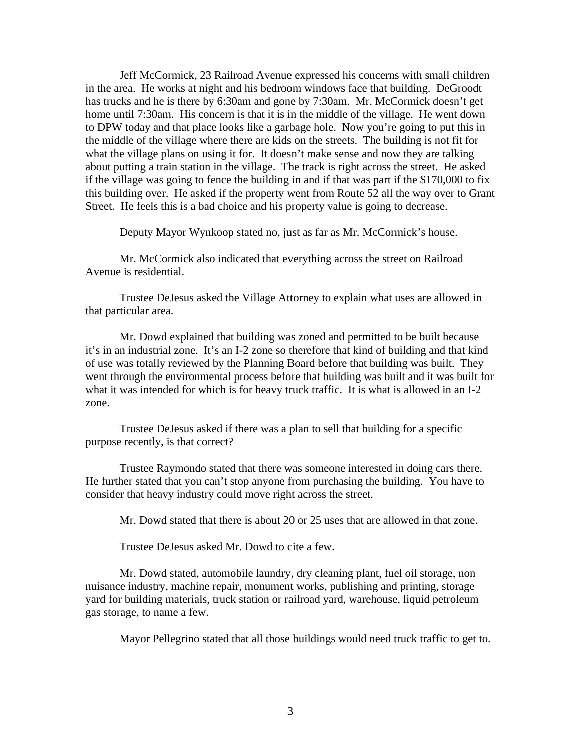Jeff McCormick, 23 Railroad Avenue expressed his concerns with small children in the area. He works at night and his bedroom windows face that building. DeGroodt has trucks and he is there by 6:30am and gone by 7:30am. Mr. McCormick doesn't get home until 7:30am. His concern is that it is in the middle of the village. He went down to DPW today and that place looks like a garbage hole. Now you're going to put this in the middle of the village where there are kids on the streets. The building is not fit for what the village plans on using it for. It doesn't make sense and now they are talking about putting a train station in the village. The track is right across the street. He asked if the village was going to fence the building in and if that was part if the $170,000 to fix this building over. He asked if the property went from Route 52 all the way over to Grant Street. He feels this is a bad choice and his property value is going to decrease.

Deputy Mayor Wynkoop stated no, just as far as Mr. McCormick's house.

Mr. McCormick also indicated that everything across the street on Railroad Avenue is residential.

Trustee DeJesus asked the Village Attorney to explain what uses are allowed in that particular area.

Mr. Dowd explained that building was zoned and permitted to be built because it's in an industrial zone. It's an I-2 zone so therefore that kind of building and that kind of use was totally reviewed by the Planning Board before that building was built. They went through the environmental process before that building was built and it was built for what it was intended for which is for heavy truck traffic. It is what is allowed in an I-2 zone.

Trustee DeJesus asked if there was a plan to sell that building for a specific purpose recently, is that correct?

Trustee Raymondo stated that there was someone interested in doing cars there. He further stated that you can't stop anyone from purchasing the building. You have to consider that heavy industry could move right across the street.

Mr. Dowd stated that there is about 20 or 25 uses that are allowed in that zone.

Trustee DeJesus asked Mr. Dowd to cite a few.

Mr. Dowd stated, automobile laundry, dry cleaning plant, fuel oil storage, non nuisance industry, machine repair, monument works, publishing and printing, storage yard for building materials, truck station or railroad yard, warehouse, liquid petroleum gas storage, to name a few.

Mayor Pellegrino stated that all those buildings would need truck traffic to get to.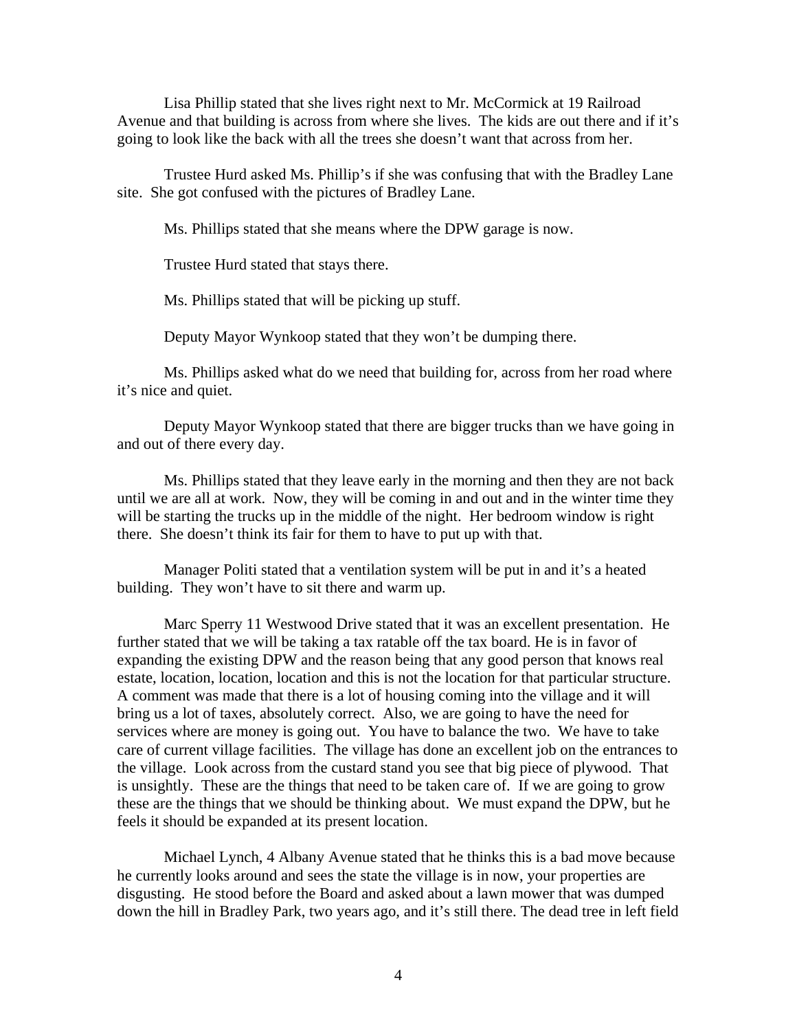Lisa Phillip stated that she lives right next to Mr. McCormick at 19 Railroad Avenue and that building is across from where she lives. The kids are out there and if it's going to look like the back with all the trees she doesn't want that across from her.

Trustee Hurd asked Ms. Phillip's if she was confusing that with the Bradley Lane site. She got confused with the pictures of Bradley Lane.

Ms. Phillips stated that she means where the DPW garage is now.

Trustee Hurd stated that stays there.

Ms. Phillips stated that will be picking up stuff.

Deputy Mayor Wynkoop stated that they won't be dumping there.

Ms. Phillips asked what do we need that building for, across from her road where it's nice and quiet.

Deputy Mayor Wynkoop stated that there are bigger trucks than we have going in and out of there every day.

Ms. Phillips stated that they leave early in the morning and then they are not back until we are all at work. Now, they will be coming in and out and in the winter time they will be starting the trucks up in the middle of the night. Her bedroom window is right there. She doesn't think its fair for them to have to put up with that.

Manager Politi stated that a ventilation system will be put in and it's a heated building. They won't have to sit there and warm up.

Marc Sperry 11 Westwood Drive stated that it was an excellent presentation. He further stated that we will be taking a tax ratable off the tax board. He is in favor of expanding the existing DPW and the reason being that any good person that knows real estate, location, location, location and this is not the location for that particular structure. A comment was made that there is a lot of housing coming into the village and it will bring us a lot of taxes, absolutely correct. Also, we are going to have the need for services where are money is going out. You have to balance the two. We have to take care of current village facilities. The village has done an excellent job on the entrances to the village. Look across from the custard stand you see that big piece of plywood. That is unsightly. These are the things that need to be taken care of. If we are going to grow these are the things that we should be thinking about. We must expand the DPW, but he feels it should be expanded at its present location.

Michael Lynch, 4 Albany Avenue stated that he thinks this is a bad move because he currently looks around and sees the state the village is in now, your properties are disgusting. He stood before the Board and asked about a lawn mower that was dumped down the hill in Bradley Park, two years ago, and it's still there. The dead tree in left field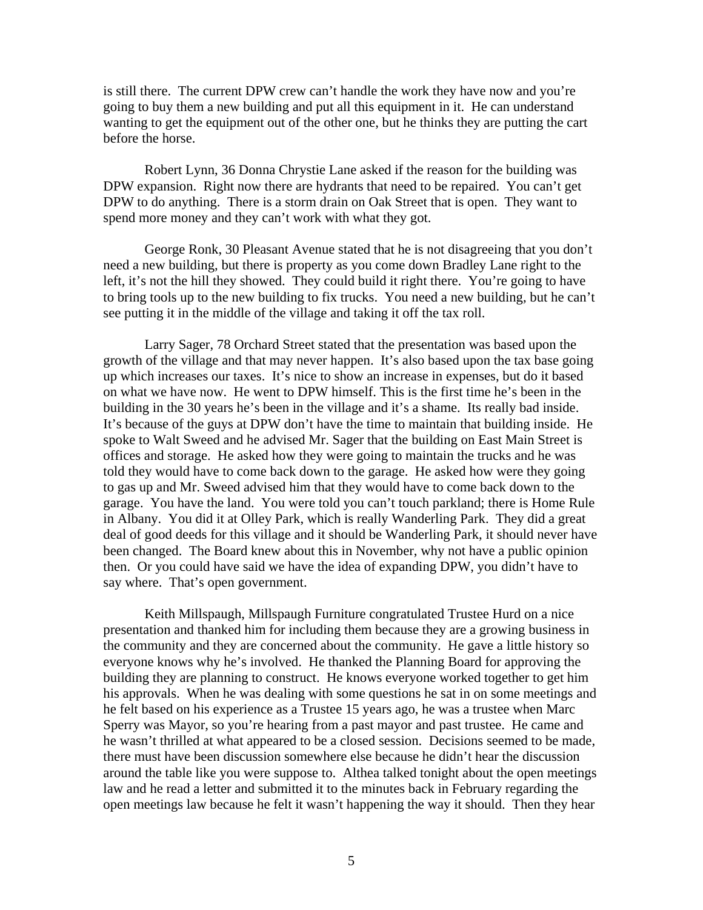is still there. The current DPW crew can't handle the work they have now and you're going to buy them a new building and put all this equipment in it. He can understand wanting to get the equipment out of the other one, but he thinks they are putting the cart before the horse.

Robert Lynn, 36 Donna Chrystie Lane asked if the reason for the building was DPW expansion. Right now there are hydrants that need to be repaired. You can't get DPW to do anything. There is a storm drain on Oak Street that is open. They want to spend more money and they can't work with what they got.

George Ronk, 30 Pleasant Avenue stated that he is not disagreeing that you don't need a new building, but there is property as you come down Bradley Lane right to the left, it's not the hill they showed. They could build it right there. You're going to have to bring tools up to the new building to fix trucks. You need a new building, but he can't see putting it in the middle of the village and taking it off the tax roll.

Larry Sager, 78 Orchard Street stated that the presentation was based upon the growth of the village and that may never happen. It's also based upon the tax base going up which increases our taxes. It's nice to show an increase in expenses, but do it based on what we have now. He went to DPW himself. This is the first time he's been in the building in the 30 years he's been in the village and it's a shame. Its really bad inside. It's because of the guys at DPW don't have the time to maintain that building inside. He spoke to Walt Sweed and he advised Mr. Sager that the building on East Main Street is offices and storage. He asked how they were going to maintain the trucks and he was told they would have to come back down to the garage. He asked how were they going to gas up and Mr. Sweed advised him that they would have to come back down to the garage. You have the land. You were told you can't touch parkland; there is Home Rule in Albany. You did it at Olley Park, which is really Wanderling Park. They did a great deal of good deeds for this village and it should be Wanderling Park, it should never have been changed. The Board knew about this in November, why not have a public opinion then. Or you could have said we have the idea of expanding DPW, you didn't have to say where. That's open government.

Keith Millspaugh, Millspaugh Furniture congratulated Trustee Hurd on a nice presentation and thanked him for including them because they are a growing business in the community and they are concerned about the community. He gave a little history so everyone knows why he's involved. He thanked the Planning Board for approving the building they are planning to construct. He knows everyone worked together to get him his approvals. When he was dealing with some questions he sat in on some meetings and he felt based on his experience as a Trustee 15 years ago, he was a trustee when Marc Sperry was Mayor, so you're hearing from a past mayor and past trustee. He came and he wasn't thrilled at what appeared to be a closed session. Decisions seemed to be made, there must have been discussion somewhere else because he didn't hear the discussion around the table like you were suppose to. Althea talked tonight about the open meetings law and he read a letter and submitted it to the minutes back in February regarding the open meetings law because he felt it wasn't happening the way it should. Then they hear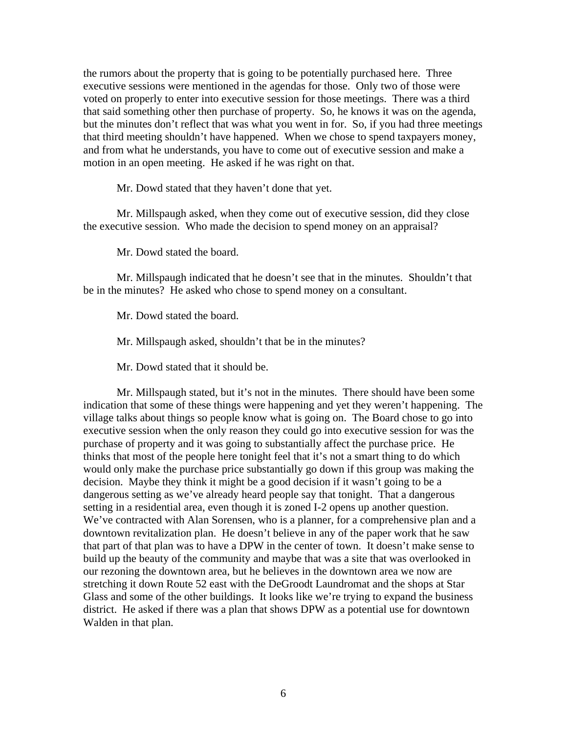the rumors about the property that is going to be potentially purchased here. Three executive sessions were mentioned in the agendas for those. Only two of those were voted on properly to enter into executive session for those meetings. There was a third that said something other then purchase of property. So, he knows it was on the agenda, but the minutes don't reflect that was what you went in for. So, if you had three meetings that third meeting shouldn't have happened. When we chose to spend taxpayers money, and from what he understands, you have to come out of executive session and make a motion in an open meeting. He asked if he was right on that.

Mr. Dowd stated that they haven't done that yet.

Mr. Millspaugh asked, when they come out of executive session, did they close the executive session. Who made the decision to spend money on an appraisal?

Mr. Dowd stated the board.

Mr. Millspaugh indicated that he doesn't see that in the minutes. Shouldn't that be in the minutes? He asked who chose to spend money on a consultant.

Mr. Dowd stated the board.

Mr. Millspaugh asked, shouldn't that be in the minutes?

Mr. Dowd stated that it should be.

Mr. Millspaugh stated, but it's not in the minutes. There should have been some indication that some of these things were happening and yet they weren't happening. The village talks about things so people know what is going on. The Board chose to go into executive session when the only reason they could go into executive session for was the purchase of property and it was going to substantially affect the purchase price. He thinks that most of the people here tonight feel that it's not a smart thing to do which would only make the purchase price substantially go down if this group was making the decision. Maybe they think it might be a good decision if it wasn't going to be a dangerous setting as we've already heard people say that tonight. That a dangerous setting in a residential area, even though it is zoned I-2 opens up another question. We've contracted with Alan Sorensen, who is a planner, for a comprehensive plan and a downtown revitalization plan. He doesn't believe in any of the paper work that he saw that part of that plan was to have a DPW in the center of town. It doesn't make sense to build up the beauty of the community and maybe that was a site that was overlooked in our rezoning the downtown area, but he believes in the downtown area we now are stretching it down Route 52 east with the DeGroodt Laundromat and the shops at Star Glass and some of the other buildings. It looks like we're trying to expand the business district. He asked if there was a plan that shows DPW as a potential use for downtown Walden in that plan.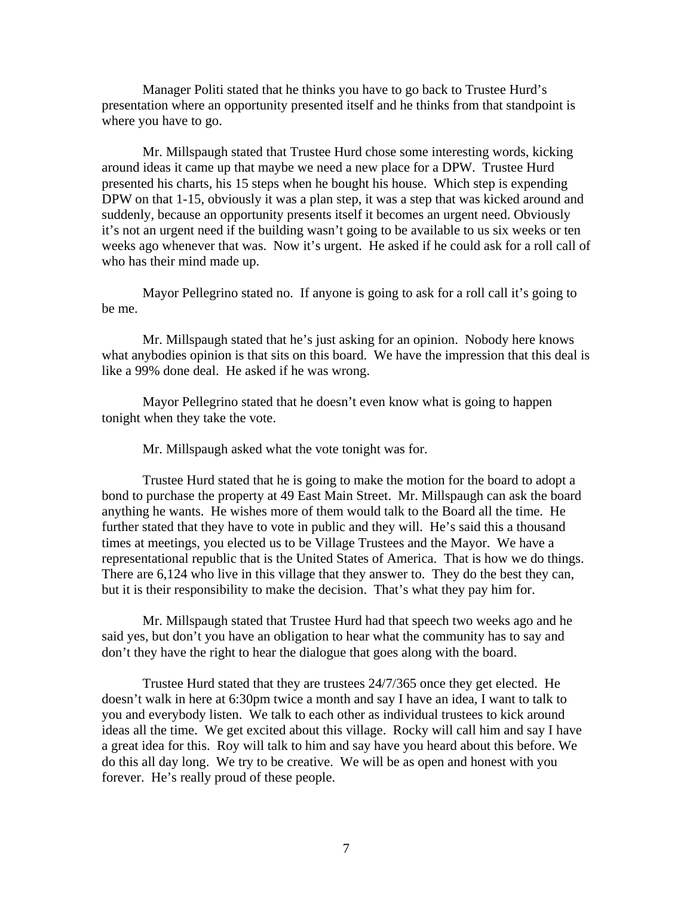Manager Politi stated that he thinks you have to go back to Trustee Hurd's presentation where an opportunity presented itself and he thinks from that standpoint is where you have to go.

Mr. Millspaugh stated that Trustee Hurd chose some interesting words, kicking around ideas it came up that maybe we need a new place for a DPW. Trustee Hurd presented his charts, his 15 steps when he bought his house. Which step is expending DPW on that 1-15, obviously it was a plan step, it was a step that was kicked around and suddenly, because an opportunity presents itself it becomes an urgent need. Obviously it's not an urgent need if the building wasn't going to be available to us six weeks or ten weeks ago whenever that was. Now it's urgent. He asked if he could ask for a roll call of who has their mind made up.

Mayor Pellegrino stated no. If anyone is going to ask for a roll call it's going to be me.

Mr. Millspaugh stated that he's just asking for an opinion. Nobody here knows what anybodies opinion is that sits on this board. We have the impression that this deal is like a 99% done deal. He asked if he was wrong.

Mayor Pellegrino stated that he doesn't even know what is going to happen tonight when they take the vote.

Mr. Millspaugh asked what the vote tonight was for.

Trustee Hurd stated that he is going to make the motion for the board to adopt a bond to purchase the property at 49 East Main Street. Mr. Millspaugh can ask the board anything he wants. He wishes more of them would talk to the Board all the time. He further stated that they have to vote in public and they will. He's said this a thousand times at meetings, you elected us to be Village Trustees and the Mayor. We have a representational republic that is the United States of America. That is how we do things. There are 6,124 who live in this village that they answer to. They do the best they can, but it is their responsibility to make the decision. That's what they pay him for.

Mr. Millspaugh stated that Trustee Hurd had that speech two weeks ago and he said yes, but don't you have an obligation to hear what the community has to say and don't they have the right to hear the dialogue that goes along with the board.

Trustee Hurd stated that they are trustees 24/7/365 once they get elected. He doesn't walk in here at 6:30pm twice a month and say I have an idea, I want to talk to you and everybody listen. We talk to each other as individual trustees to kick around ideas all the time. We get excited about this village. Rocky will call him and say I have a great idea for this. Roy will talk to him and say have you heard about this before. We do this all day long. We try to be creative. We will be as open and honest with you forever. He's really proud of these people.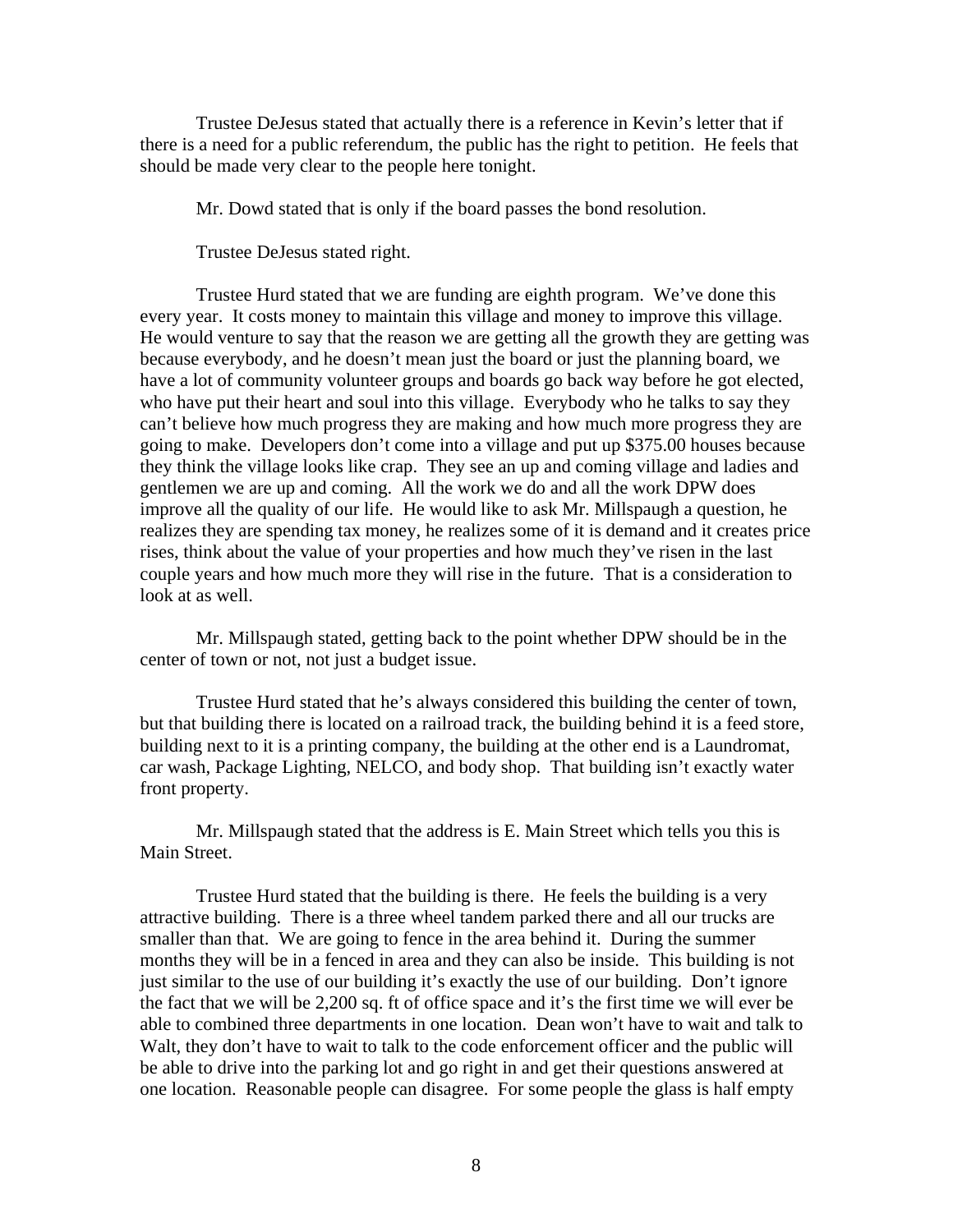Trustee DeJesus stated that actually there is a reference in Kevin's letter that if there is a need for a public referendum, the public has the right to petition. He feels that should be made very clear to the people here tonight.

Mr. Dowd stated that is only if the board passes the bond resolution.

Trustee DeJesus stated right.

Trustee Hurd stated that we are funding are eighth program. We've done this every year. It costs money to maintain this village and money to improve this village. He would venture to say that the reason we are getting all the growth they are getting was because everybody, and he doesn't mean just the board or just the planning board, we have a lot of community volunteer groups and boards go back way before he got elected, who have put their heart and soul into this village. Everybody who he talks to say they can't believe how much progress they are making and how much more progress they are going to make. Developers don't come into a village and put up $375.00 houses because they think the village looks like crap. They see an up and coming village and ladies and gentlemen we are up and coming. All the work we do and all the work DPW does improve all the quality of our life. He would like to ask Mr. Millspaugh a question, he realizes they are spending tax money, he realizes some of it is demand and it creates price rises, think about the value of your properties and how much they've risen in the last couple years and how much more they will rise in the future. That is a consideration to look at as well.

Mr. Millspaugh stated, getting back to the point whether DPW should be in the center of town or not, not just a budget issue.

Trustee Hurd stated that he's always considered this building the center of town, but that building there is located on a railroad track, the building behind it is a feed store, building next to it is a printing company, the building at the other end is a Laundromat, car wash, Package Lighting, NELCO, and body shop. That building isn't exactly water front property.

Mr. Millspaugh stated that the address is E. Main Street which tells you this is Main Street.

Trustee Hurd stated that the building is there. He feels the building is a very attractive building. There is a three wheel tandem parked there and all our trucks are smaller than that. We are going to fence in the area behind it. During the summer months they will be in a fenced in area and they can also be inside. This building is not just similar to the use of our building it's exactly the use of our building. Don't ignore the fact that we will be 2,200 sq. ft of office space and it's the first time we will ever be able to combined three departments in one location. Dean won't have to wait and talk to Walt, they don't have to wait to talk to the code enforcement officer and the public will be able to drive into the parking lot and go right in and get their questions answered at one location. Reasonable people can disagree. For some people the glass is half empty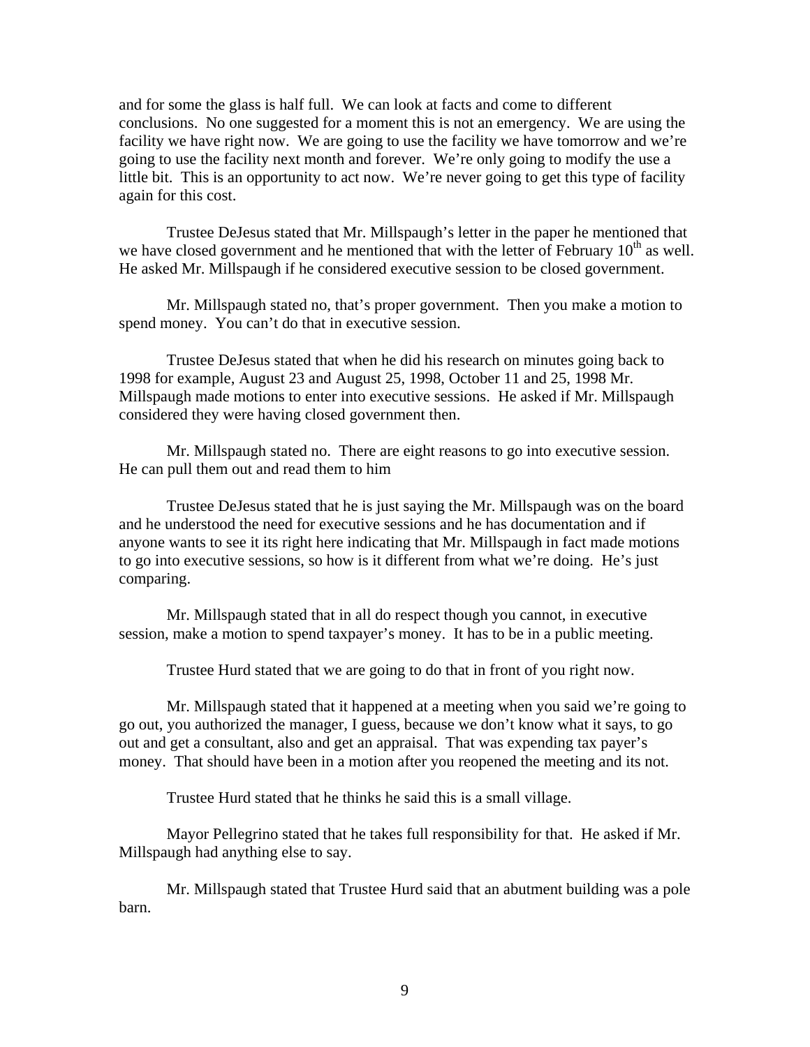and for some the glass is half full. We can look at facts and come to different conclusions. No one suggested for a moment this is not an emergency. We are using the facility we have right now. We are going to use the facility we have tomorrow and we're going to use the facility next month and forever. We're only going to modify the use a little bit. This is an opportunity to act now. We're never going to get this type of facility again for this cost.

Trustee DeJesus stated that Mr. Millspaugh's letter in the paper he mentioned that we have closed government and he mentioned that with the letter of February 10th as well. He asked Mr. Millspaugh if he considered executive session to be closed government.

Mr. Millspaugh stated no, that's proper government. Then you make a motion to spend money. You can't do that in executive session.

Trustee DeJesus stated that when he did his research on minutes going back to 1998 for example, August 23 and August 25, 1998, October 11 and 25, 1998 Mr. Millspaugh made motions to enter into executive sessions. He asked if Mr. Millspaugh considered they were having closed government then.

Mr. Millspaugh stated no. There are eight reasons to go into executive session. He can pull them out and read them to him

Trustee DeJesus stated that he is just saying the Mr. Millspaugh was on the board and he understood the need for executive sessions and he has documentation and if anyone wants to see it its right here indicating that Mr. Millspaugh in fact made motions to go into executive sessions, so how is it different from what we're doing. He's just comparing.

Mr. Millspaugh stated that in all do respect though you cannot, in executive session, make a motion to spend taxpayer's money. It has to be in a public meeting.

Trustee Hurd stated that we are going to do that in front of you right now.

Mr. Millspaugh stated that it happened at a meeting when you said we're going to go out, you authorized the manager, I guess, because we don't know what it says, to go out and get a consultant, also and get an appraisal. That was expending tax payer's money. That should have been in a motion after you reopened the meeting and its not.

Trustee Hurd stated that he thinks he said this is a small village.

Mayor Pellegrino stated that he takes full responsibility for that. He asked if Mr. Millspaugh had anything else to say.

Mr. Millspaugh stated that Trustee Hurd said that an abutment building was a pole barn.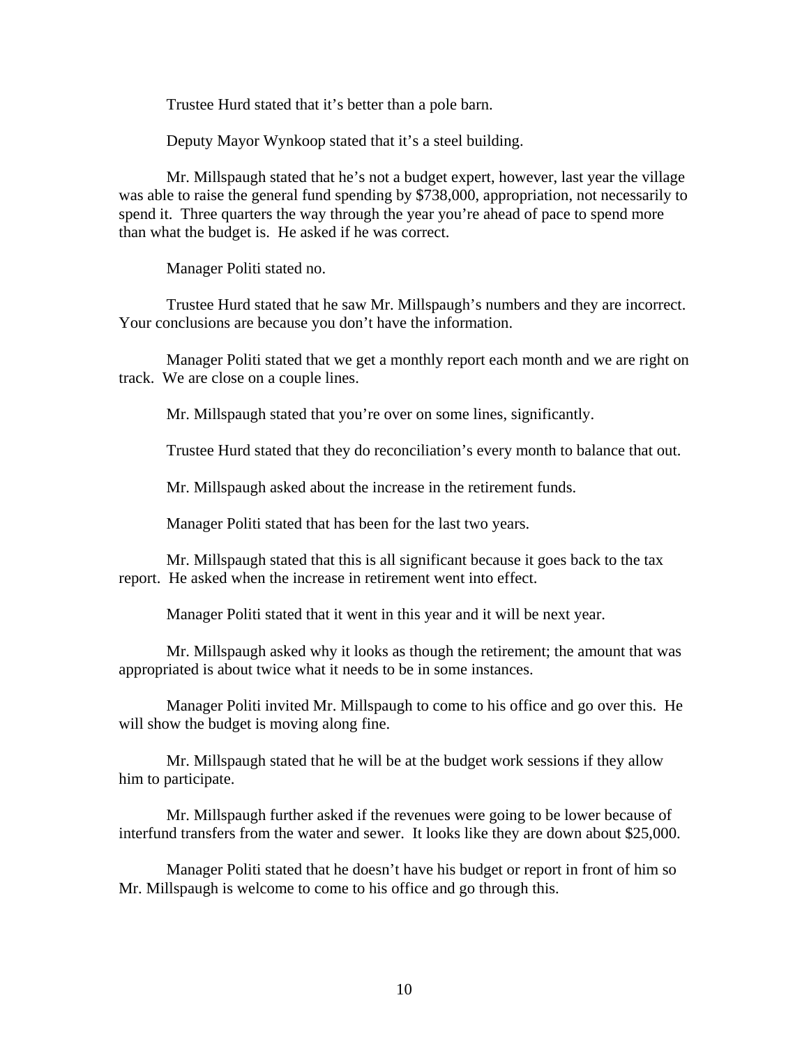Trustee Hurd stated that it's better than a pole barn.

Deputy Mayor Wynkoop stated that it's a steel building.

Mr. Millspaugh stated that he's not a budget expert, however, last year the village was able to raise the general fund spending by $738,000, appropriation, not necessarily to spend it. Three quarters the way through the year you're ahead of pace to spend more than what the budget is. He asked if he was correct.

Manager Politi stated no.

Trustee Hurd stated that he saw Mr. Millspaugh's numbers and they are incorrect. Your conclusions are because you don't have the information.

Manager Politi stated that we get a monthly report each month and we are right on track. We are close on a couple lines.

Mr. Millspaugh stated that you're over on some lines, significantly.

Trustee Hurd stated that they do reconciliation's every month to balance that out.

Mr. Millspaugh asked about the increase in the retirement funds.

Manager Politi stated that has been for the last two years.

Mr. Millspaugh stated that this is all significant because it goes back to the tax report. He asked when the increase in retirement went into effect.

Manager Politi stated that it went in this year and it will be next year.

Mr. Millspaugh asked why it looks as though the retirement; the amount that was appropriated is about twice what it needs to be in some instances.

Manager Politi invited Mr. Millspaugh to come to his office and go over this. He will show the budget is moving along fine.

Mr. Millspaugh stated that he will be at the budget work sessions if they allow him to participate.

Mr. Millspaugh further asked if the revenues were going to be lower because of interfund transfers from the water and sewer. It looks like they are down about $25,000.

Manager Politi stated that he doesn't have his budget or report in front of him so Mr. Millspaugh is welcome to come to his office and go through this.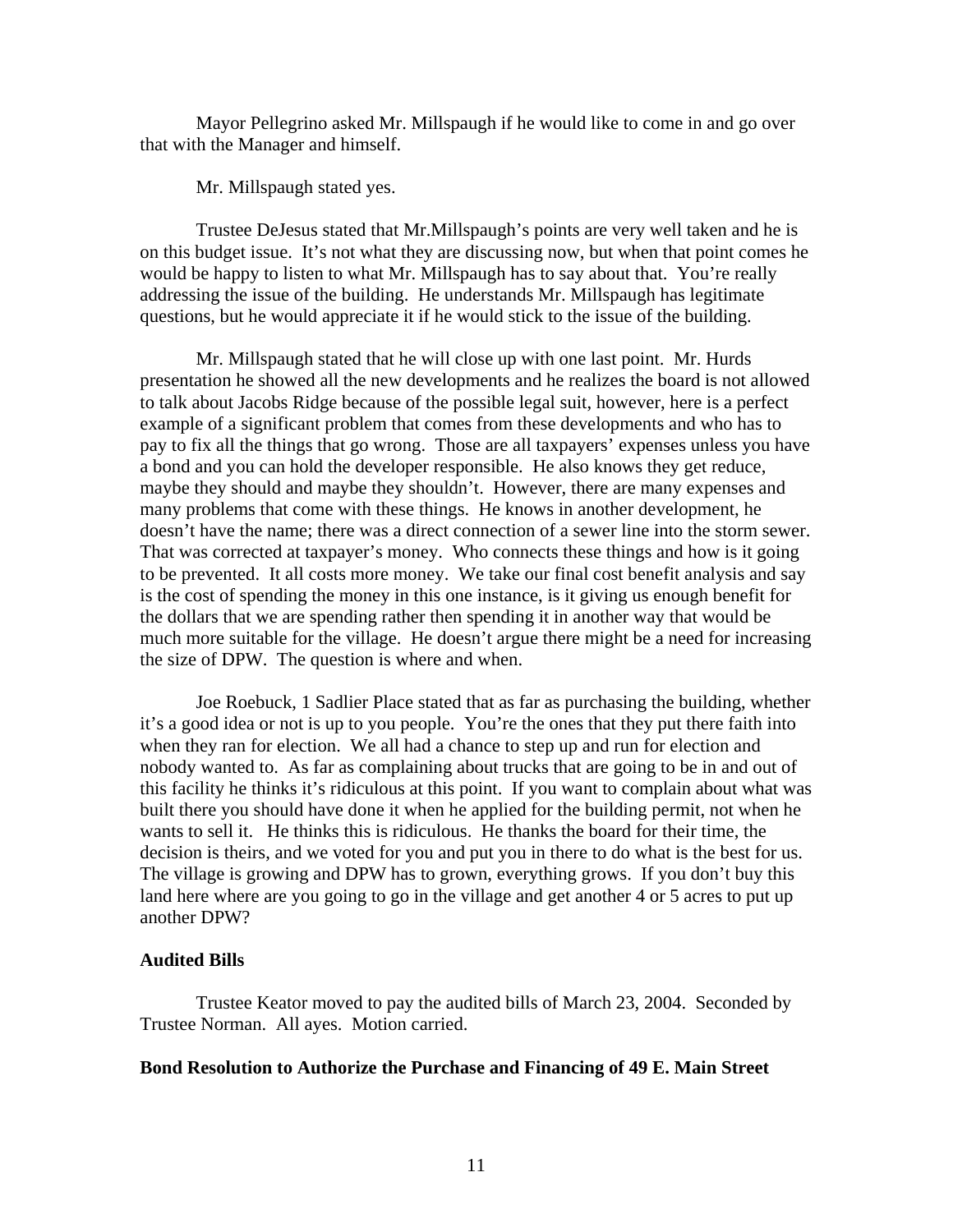Mayor Pellegrino asked Mr. Millspaugh if he would like to come in and go over that with the Manager and himself.

Mr. Millspaugh stated yes.

Trustee DeJesus stated that Mr.Millspaugh's points are very well taken and he is on this budget issue. It's not what they are discussing now, but when that point comes he would be happy to listen to what Mr. Millspaugh has to say about that. You're really addressing the issue of the building. He understands Mr. Millspaugh has legitimate questions, but he would appreciate it if he would stick to the issue of the building.

Mr. Millspaugh stated that he will close up with one last point. Mr. Hurds presentation he showed all the new developments and he realizes the board is not allowed to talk about Jacobs Ridge because of the possible legal suit, however, here is a perfect example of a significant problem that comes from these developments and who has to pay to fix all the things that go wrong. Those are all taxpayers' expenses unless you have a bond and you can hold the developer responsible. He also knows they get reduce, maybe they should and maybe they shouldn't. However, there are many expenses and many problems that come with these things. He knows in another development, he doesn't have the name; there was a direct connection of a sewer line into the storm sewer. That was corrected at taxpayer's money. Who connects these things and how is it going to be prevented. It all costs more money. We take our final cost benefit analysis and say is the cost of spending the money in this one instance, is it giving us enough benefit for the dollars that we are spending rather then spending it in another way that would be much more suitable for the village. He doesn't argue there might be a need for increasing the size of DPW. The question is where and when.

Joe Roebuck, 1 Sadlier Place stated that as far as purchasing the building, whether it's a good idea or not is up to you people. You're the ones that they put there faith into when they ran for election. We all had a chance to step up and run for election and nobody wanted to. As far as complaining about trucks that are going to be in and out of this facility he thinks it's ridiculous at this point. If you want to complain about what was built there you should have done it when he applied for the building permit, not when he wants to sell it. He thinks this is ridiculous. He thanks the board for their time, the decision is theirs, and we voted for you and put you in there to do what is the best for us. The village is growing and DPW has to grown, everything grows. If you don't buy this land here where are you going to go in the village and get another 4 or 5 acres to put up another DPW?

**Audited Bills**

Trustee Keator moved to pay the audited bills of March 23, 2004. Seconded by Trustee Norman. All ayes. Motion carried.

**Bond Resolution to Authorize the Purchase and Financing of 49 E. Main Street**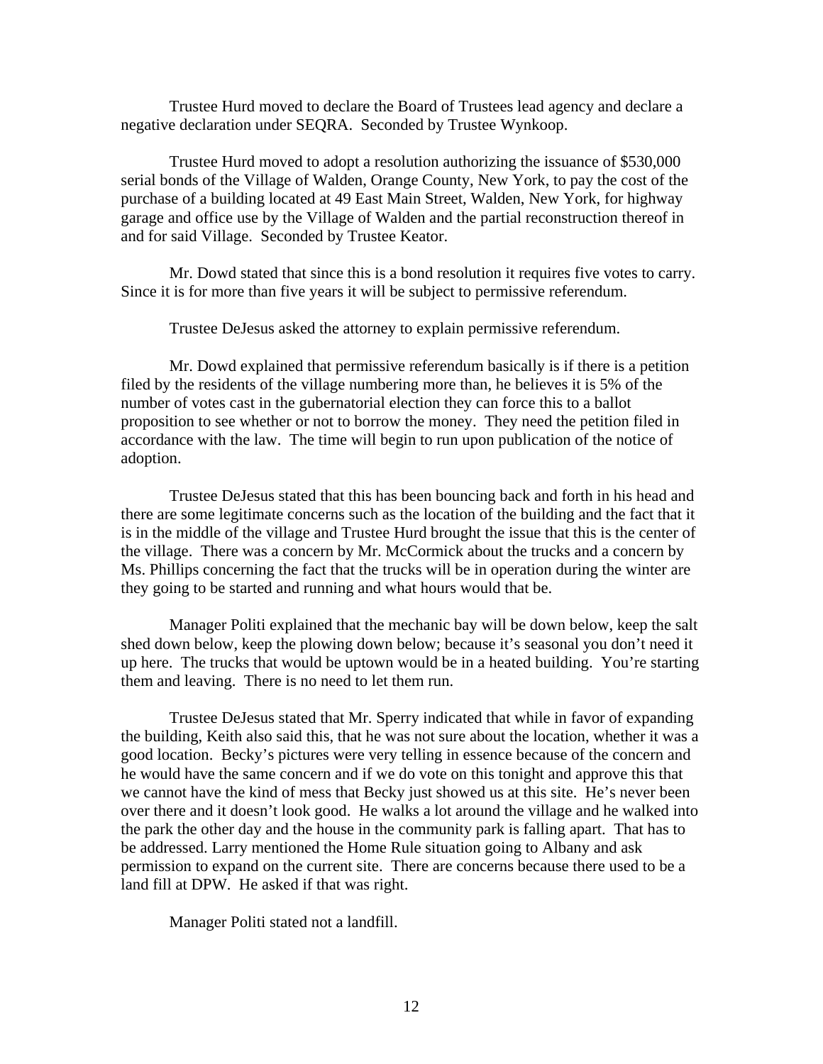Trustee Hurd moved to declare the Board of Trustees lead agency and declare a negative declaration under SEQRA. Seconded by Trustee Wynkoop.

Trustee Hurd moved to adopt a resolution authorizing the issuance of $530,000 serial bonds of the Village of Walden, Orange County, New York, to pay the cost of the purchase of a building located at 49 East Main Street, Walden, New York, for highway garage and office use by the Village of Walden and the partial reconstruction thereof in and for said Village. Seconded by Trustee Keator.

Mr. Dowd stated that since this is a bond resolution it requires five votes to carry. Since it is for more than five years it will be subject to permissive referendum.

Trustee DeJesus asked the attorney to explain permissive referendum.

Mr. Dowd explained that permissive referendum basically is if there is a petition filed by the residents of the village numbering more than, he believes it is 5% of the number of votes cast in the gubernatorial election they can force this to a ballot proposition to see whether or not to borrow the money. They need the petition filed in accordance with the law. The time will begin to run upon publication of the notice of adoption.

Trustee DeJesus stated that this has been bouncing back and forth in his head and there are some legitimate concerns such as the location of the building and the fact that it is in the middle of the village and Trustee Hurd brought the issue that this is the center of the village. There was a concern by Mr. McCormick about the trucks and a concern by Ms. Phillips concerning the fact that the trucks will be in operation during the winter are they going to be started and running and what hours would that be.

Manager Politi explained that the mechanic bay will be down below, keep the salt shed down below, keep the plowing down below; because it's seasonal you don't need it up here. The trucks that would be uptown would be in a heated building. You're starting them and leaving. There is no need to let them run.

Trustee DeJesus stated that Mr. Sperry indicated that while in favor of expanding the building, Keith also said this, that he was not sure about the location, whether it was a good location. Becky's pictures were very telling in essence because of the concern and he would have the same concern and if we do vote on this tonight and approve this that we cannot have the kind of mess that Becky just showed us at this site. He's never been over there and it doesn't look good. He walks a lot around the village and he walked into the park the other day and the house in the community park is falling apart. That has to be addressed. Larry mentioned the Home Rule situation going to Albany and ask permission to expand on the current site. There are concerns because there used to be a land fill at DPW. He asked if that was right.

Manager Politi stated not a landfill.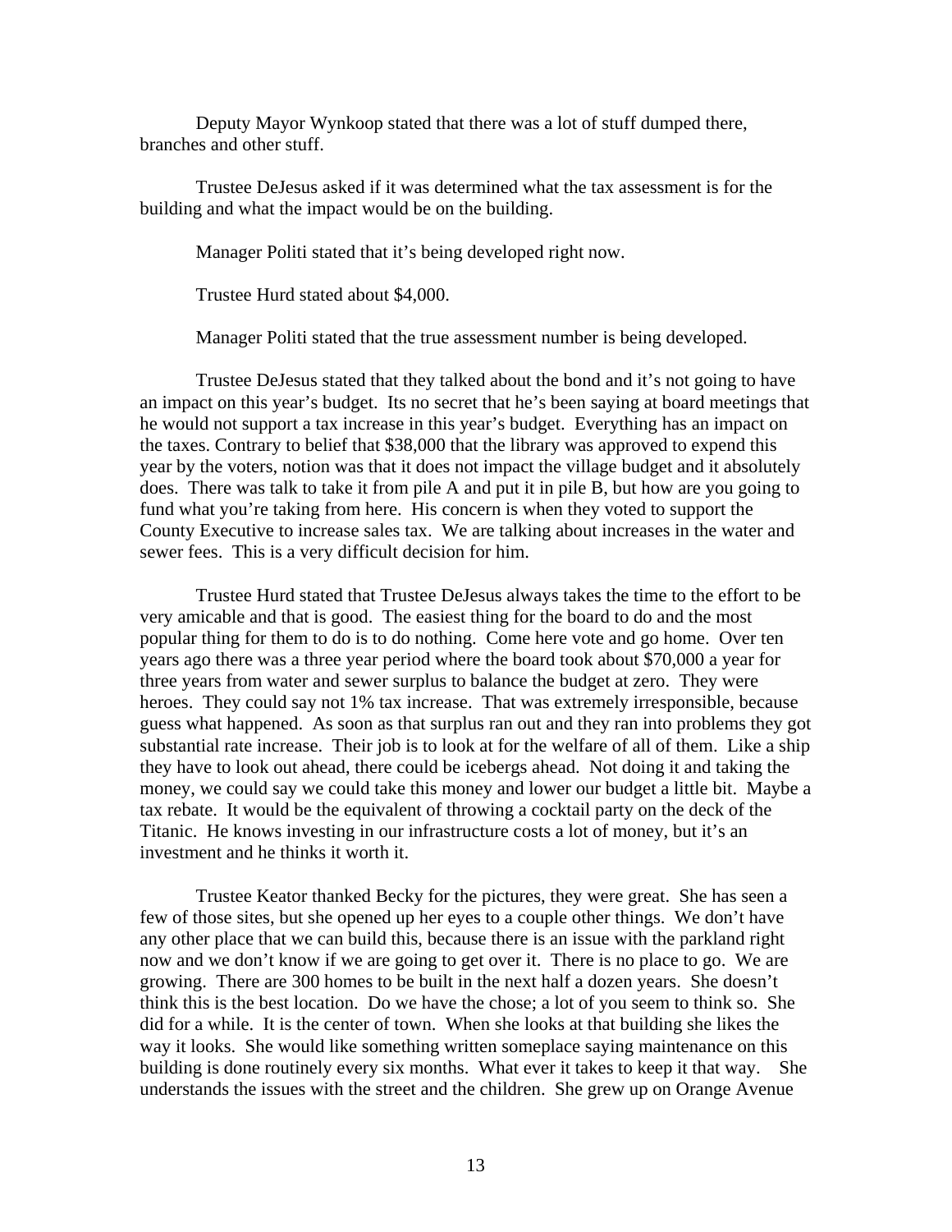Deputy Mayor Wynkoop stated that there was a lot of stuff dumped there, branches and other stuff.

Trustee DeJesus asked if it was determined what the tax assessment is for the building and what the impact would be on the building.

Manager Politi stated that it's being developed right now.

Trustee Hurd stated about $4,000.

Manager Politi stated that the true assessment number is being developed.

Trustee DeJesus stated that they talked about the bond and it's not going to have an impact on this year's budget. Its no secret that he's been saying at board meetings that he would not support a tax increase in this year's budget. Everything has an impact on the taxes. Contrary to belief that $38,000 that the library was approved to expend this year by the voters, notion was that it does not impact the village budget and it absolutely does. There was talk to take it from pile A and put it in pile B, but how are you going to fund what you're taking from here. His concern is when they voted to support the County Executive to increase sales tax. We are talking about increases in the water and sewer fees. This is a very difficult decision for him.

Trustee Hurd stated that Trustee DeJesus always takes the time to the effort to be very amicable and that is good. The easiest thing for the board to do and the most popular thing for them to do is to do nothing. Come here vote and go home. Over ten years ago there was a three year period where the board took about $70,000 a year for three years from water and sewer surplus to balance the budget at zero. They were heroes. They could say not 1% tax increase. That was extremely irresponsible, because guess what happened. As soon as that surplus ran out and they ran into problems they got substantial rate increase. Their job is to look at for the welfare of all of them. Like a ship they have to look out ahead, there could be icebergs ahead. Not doing it and taking the money, we could say we could take this money and lower our budget a little bit. Maybe a tax rebate. It would be the equivalent of throwing a cocktail party on the deck of the Titanic. He knows investing in our infrastructure costs a lot of money, but it's an investment and he thinks it worth it.

Trustee Keator thanked Becky for the pictures, they were great. She has seen a few of those sites, but she opened up her eyes to a couple other things. We don't have any other place that we can build this, because there is an issue with the parkland right now and we don't know if we are going to get over it. There is no place to go. We are growing. There are 300 homes to be built in the next half a dozen years. She doesn't think this is the best location. Do we have the chose; a lot of you seem to think so. She did for a while. It is the center of town. When she looks at that building she likes the way it looks. She would like something written someplace saying maintenance on this building is done routinely every six months. What ever it takes to keep it that way. She understands the issues with the street and the children. She grew up on Orange Avenue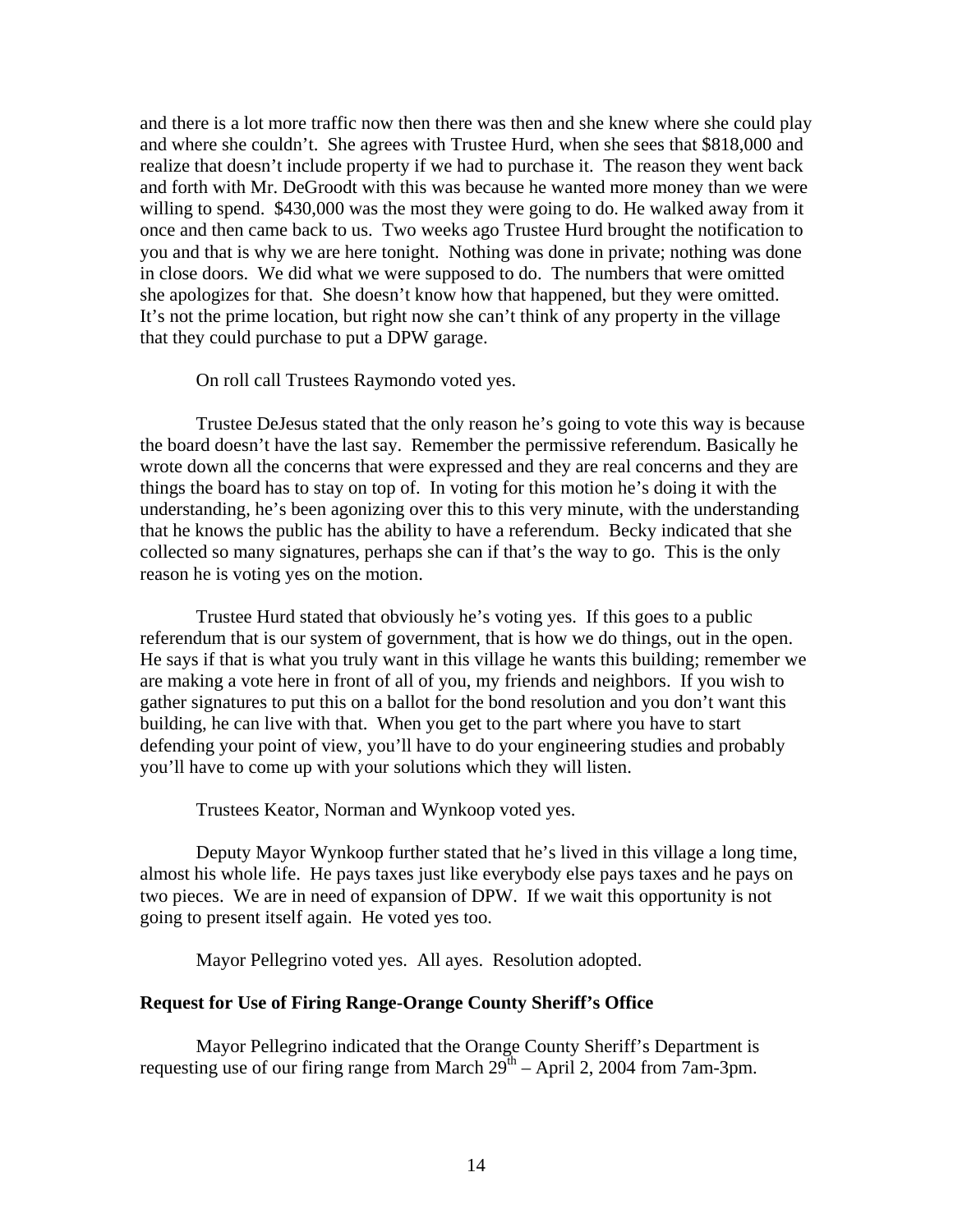and there is a lot more traffic now then there was then and she knew where she could play and where she couldn't. She agrees with Trustee Hurd, when she sees that $818,000 and realize that doesn't include property if we had to purchase it. The reason they went back and forth with Mr. DeGroodt with this was because he wanted more money than we were willing to spend. $430,000 was the most they were going to do. He walked away from it once and then came back to us. Two weeks ago Trustee Hurd brought the notification to you and that is why we are here tonight. Nothing was done in private; nothing was done in close doors. We did what we were supposed to do. The numbers that were omitted she apologizes for that. She doesn't know how that happened, but they were omitted. It's not the prime location, but right now she can't think of any property in the village that they could purchase to put a DPW garage.

On roll call Trustees Raymondo voted yes.

Trustee DeJesus stated that the only reason he's going to vote this way is because the board doesn't have the last say. Remember the permissive referendum. Basically he wrote down all the concerns that were expressed and they are real concerns and they are things the board has to stay on top of. In voting for this motion he's doing it with the understanding, he's been agonizing over this to this very minute, with the understanding that he knows the public has the ability to have a referendum. Becky indicated that she collected so many signatures, perhaps she can if that's the way to go. This is the only reason he is voting yes on the motion.

Trustee Hurd stated that obviously he's voting yes. If this goes to a public referendum that is our system of government, that is how we do things, out in the open. He says if that is what you truly want in this village he wants this building; remember we are making a vote here in front of all of you, my friends and neighbors. If you wish to gather signatures to put this on a ballot for the bond resolution and you don't want this building, he can live with that. When you get to the part where you have to start defending your point of view, you'll have to do your engineering studies and probably you'll have to come up with your solutions which they will listen.

Trustees Keator, Norman and Wynkoop voted yes.

Deputy Mayor Wynkoop further stated that he's lived in this village a long time, almost his whole life. He pays taxes just like everybody else pays taxes and he pays on two pieces. We are in need of expansion of DPW. If we wait this opportunity is not going to present itself again. He voted yes too.

Mayor Pellegrino voted yes. All ayes. Resolution adopted.

**Request for Use of Firing Range-Orange County Sheriff's Office**

Mayor Pellegrino indicated that the Orange County Sheriff's Department is requesting use of our firing range from March 29th – April 2, 2004 from 7am-3pm.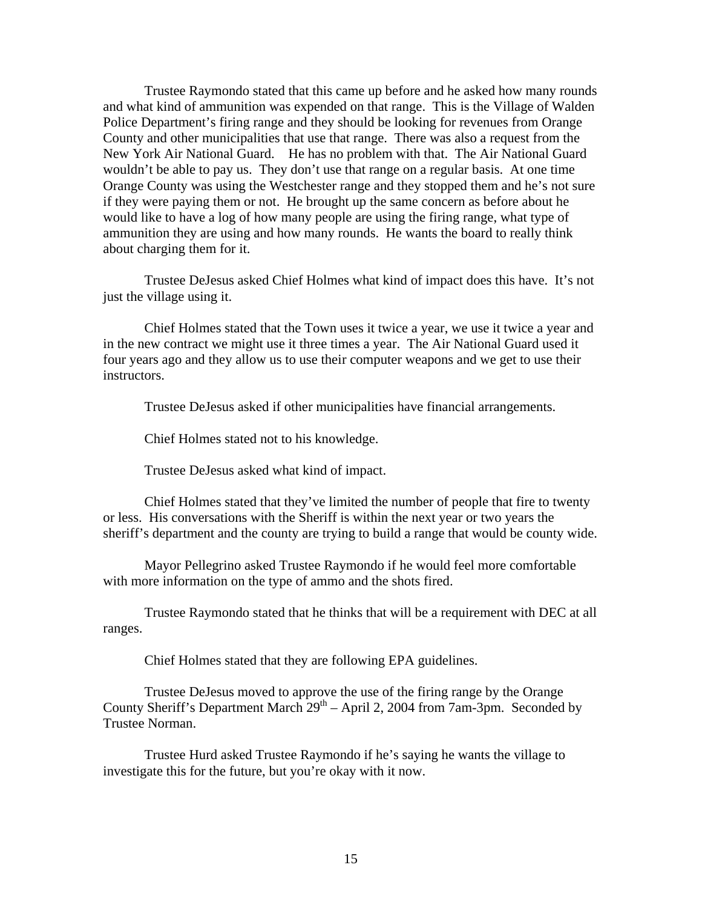Trustee Raymondo stated that this came up before and he asked how many rounds and what kind of ammunition was expended on that range. This is the Village of Walden Police Department's firing range and they should be looking for revenues from Orange County and other municipalities that use that range. There was also a request from the New York Air National Guard. He has no problem with that. The Air National Guard wouldn't be able to pay us. They don't use that range on a regular basis. At one time Orange County was using the Westchester range and they stopped them and he's not sure if they were paying them or not. He brought up the same concern as before about he would like to have a log of how many people are using the firing range, what type of ammunition they are using and how many rounds. He wants the board to really think about charging them for it.

Trustee DeJesus asked Chief Holmes what kind of impact does this have. It's not just the village using it.

Chief Holmes stated that the Town uses it twice a year, we use it twice a year and in the new contract we might use it three times a year. The Air National Guard used it four years ago and they allow us to use their computer weapons and we get to use their instructors.

Trustee DeJesus asked if other municipalities have financial arrangements.

Chief Holmes stated not to his knowledge.

Trustee DeJesus asked what kind of impact.

Chief Holmes stated that they've limited the number of people that fire to twenty or less. His conversations with the Sheriff is within the next year or two years the sheriff's department and the county are trying to build a range that would be county wide.

Mayor Pellegrino asked Trustee Raymondo if he would feel more comfortable with more information on the type of ammo and the shots fired.

Trustee Raymondo stated that he thinks that will be a requirement with DEC at all ranges.

Chief Holmes stated that they are following EPA guidelines.

Trustee DeJesus moved to approve the use of the firing range by the Orange County Sheriff's Department March 29th – April 2, 2004 from 7am-3pm. Seconded by Trustee Norman.

Trustee Hurd asked Trustee Raymondo if he's saying he wants the village to investigate this for the future, but you're okay with it now.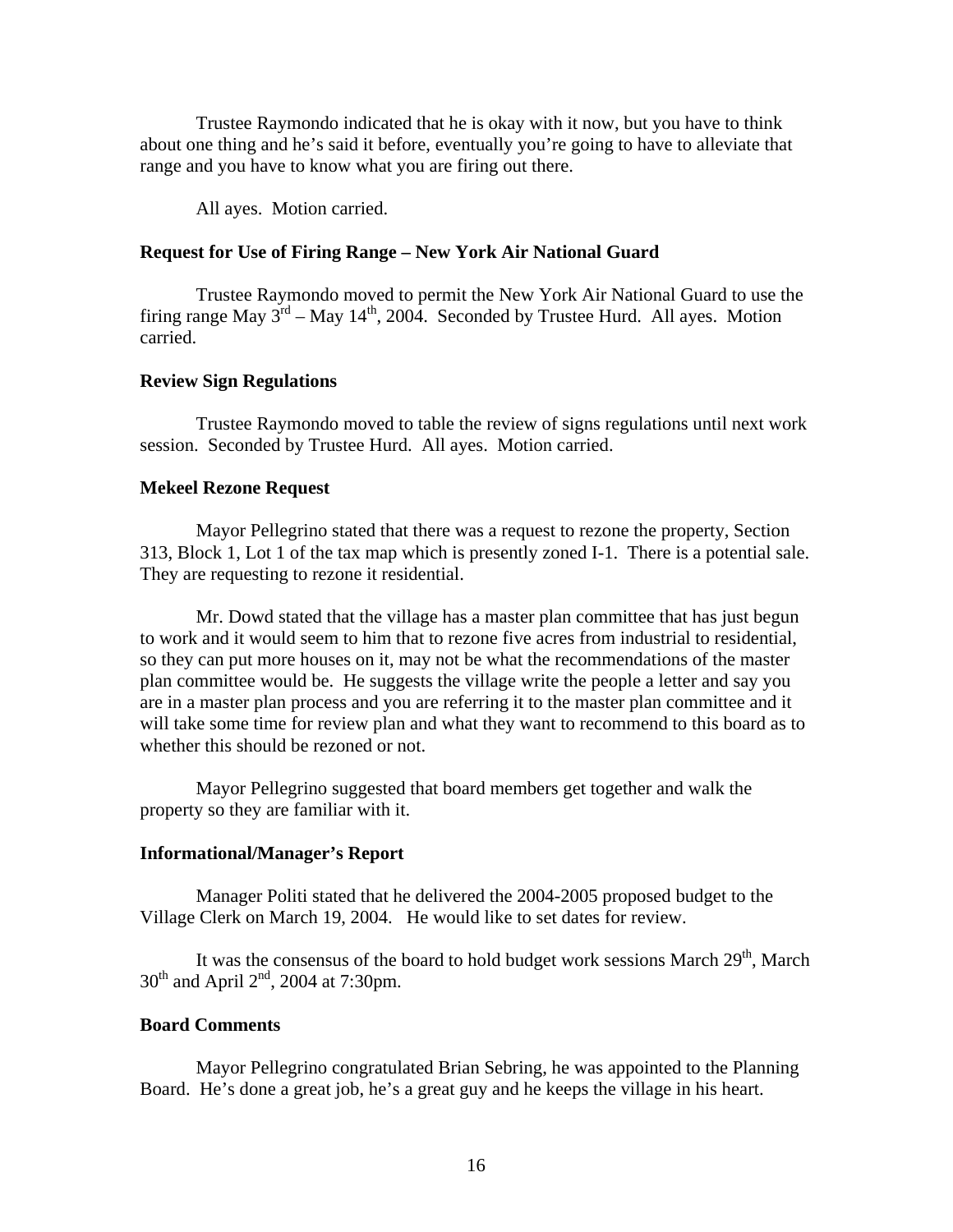Trustee Raymondo indicated that he is okay with it now, but you have to think about one thing and he's said it before, eventually you're going to have to alleviate that range and you have to know what you are firing out there.

All ayes. Motion carried.

**Request for Use of Firing Range – New York Air National Guard**

Trustee Raymondo moved to permit the New York Air National Guard to use the firing range May 3rd – May 14th, 2004. Seconded by Trustee Hurd. All ayes. Motion carried.

**Review Sign Regulations**

Trustee Raymondo moved to table the review of signs regulations until next work session. Seconded by Trustee Hurd. All ayes. Motion carried.

**Mekeel Rezone Request**

Mayor Pellegrino stated that there was a request to rezone the property, Section 313, Block 1, Lot 1 of the tax map which is presently zoned I-1. There is a potential sale. They are requesting to rezone it residential.

Mr. Dowd stated that the village has a master plan committee that has just begun to work and it would seem to him that to rezone five acres from industrial to residential, so they can put more houses on it, may not be what the recommendations of the master plan committee would be. He suggests the village write the people a letter and say you are in a master plan process and you are referring it to the master plan committee and it will take some time for review plan and what they want to recommend to this board as to whether this should be rezoned or not.

Mayor Pellegrino suggested that board members get together and walk the property so they are familiar with it.

**Informational/Manager's Report**

Manager Politi stated that he delivered the 2004-2005 proposed budget to the Village Clerk on March 19, 2004. He would like to set dates for review.

It was the consensus of the board to hold budget work sessions March 29th, March 30th and April 2nd, 2004 at 7:30pm.

**Board Comments**

Mayor Pellegrino congratulated Brian Sebring, he was appointed to the Planning Board. He's done a great job, he's a great guy and he keeps the village in his heart.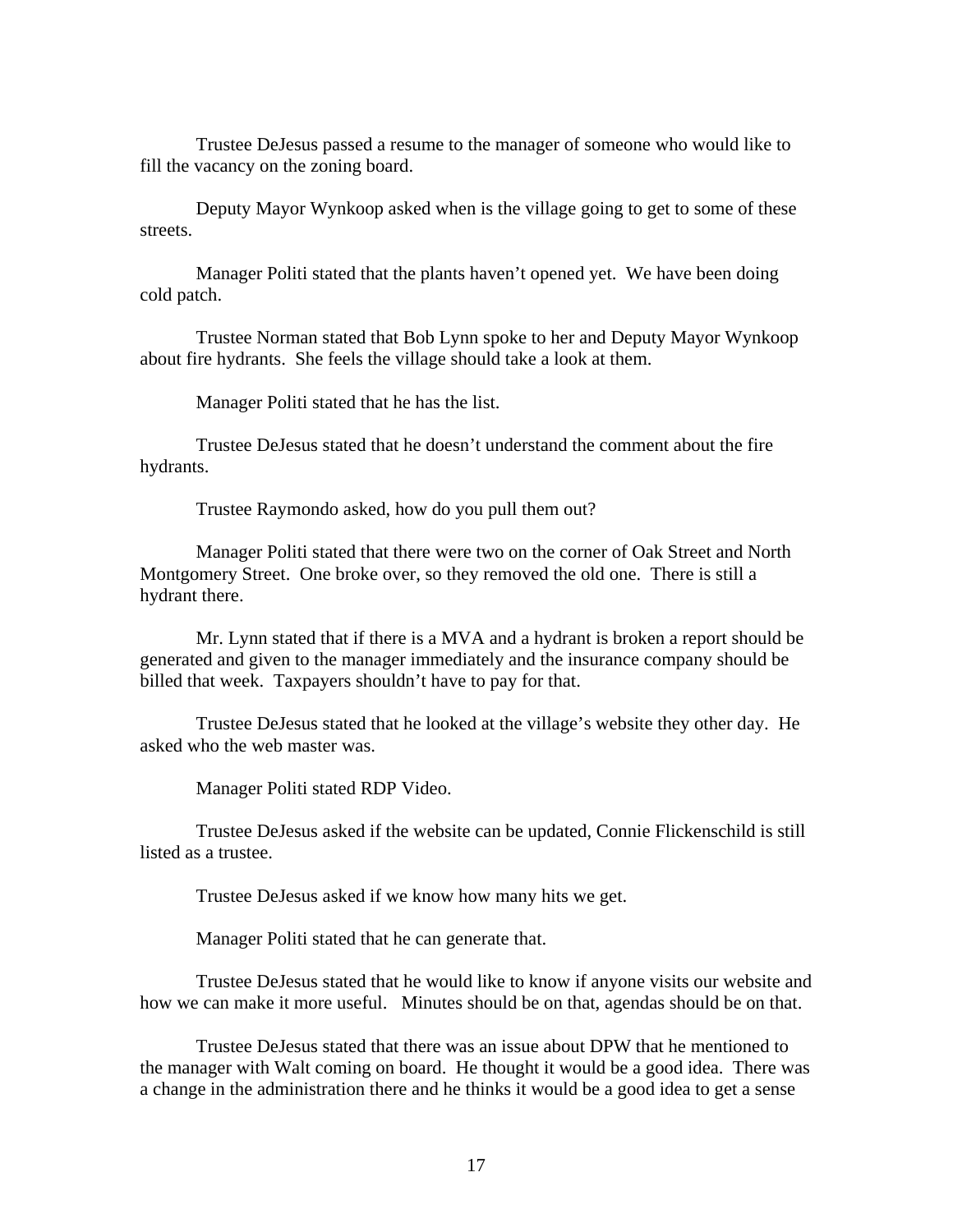Trustee DeJesus passed a resume to the manager of someone who would like to fill the vacancy on the zoning board.

Deputy Mayor Wynkoop asked when is the village going to get to some of these streets.

Manager Politi stated that the plants haven't opened yet. We have been doing cold patch.

Trustee Norman stated that Bob Lynn spoke to her and Deputy Mayor Wynkoop about fire hydrants. She feels the village should take a look at them.

Manager Politi stated that he has the list.

Trustee DeJesus stated that he doesn't understand the comment about the fire hydrants.

Trustee Raymondo asked, how do you pull them out?

Manager Politi stated that there were two on the corner of Oak Street and North Montgomery Street. One broke over, so they removed the old one. There is still a hydrant there.

Mr. Lynn stated that if there is a MVA and a hydrant is broken a report should be generated and given to the manager immediately and the insurance company should be billed that week. Taxpayers shouldn't have to pay for that.

Trustee DeJesus stated that he looked at the village's website they other day. He asked who the web master was.

Manager Politi stated RDP Video.

Trustee DeJesus asked if the website can be updated, Connie Flickenschild is still listed as a trustee.

Trustee DeJesus asked if we know how many hits we get.

Manager Politi stated that he can generate that.

Trustee DeJesus stated that he would like to know if anyone visits our website and how we can make it more useful. Minutes should be on that, agendas should be on that.

Trustee DeJesus stated that there was an issue about DPW that he mentioned to the manager with Walt coming on board. He thought it would be a good idea. There was a change in the administration there and he thinks it would be a good idea to get a sense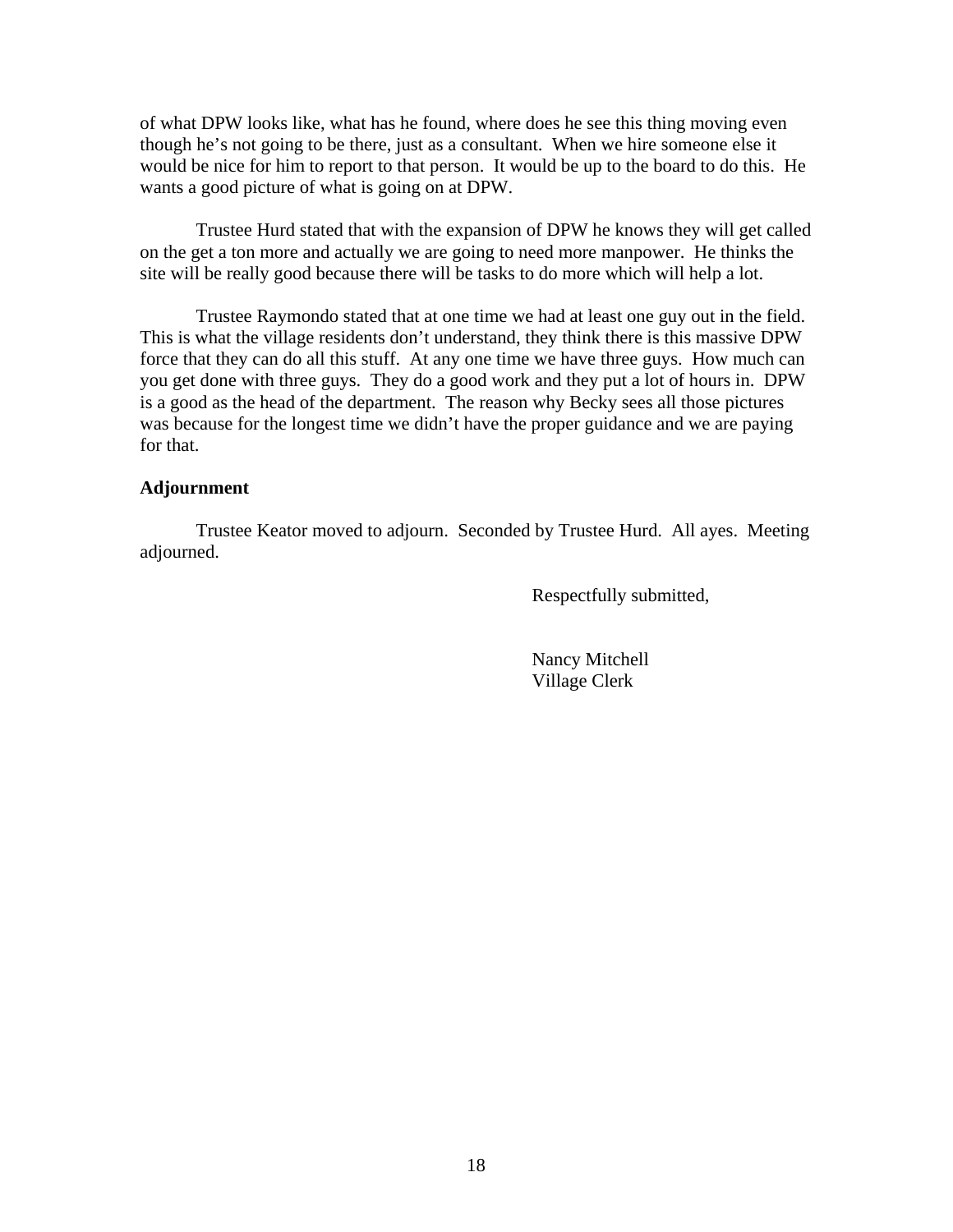of what DPW looks like, what has he found, where does he see this thing moving even though he's not going to be there, just as a consultant. When we hire someone else it would be nice for him to report to that person. It would be up to the board to do this. He wants a good picture of what is going on at DPW.

Trustee Hurd stated that with the expansion of DPW he knows they will get called on the get a ton more and actually we are going to need more manpower. He thinks the site will be really good because there will be tasks to do more which will help a lot.

Trustee Raymondo stated that at one time we had at least one guy out in the field. This is what the village residents don't understand, they think there is this massive DPW force that they can do all this stuff. At any one time we have three guys. How much can you get done with three guys. They do a good work and they put a lot of hours in. DPW is a good as the head of the department. The reason why Becky sees all those pictures was because for the longest time we didn't have the proper guidance and we are paying for that.

**Adjournment**

Trustee Keator moved to adjourn. Seconded by Trustee Hurd. All ayes. Meeting adjourned.

Respectfully submitted,

Nancy Mitchell
Village Clerk